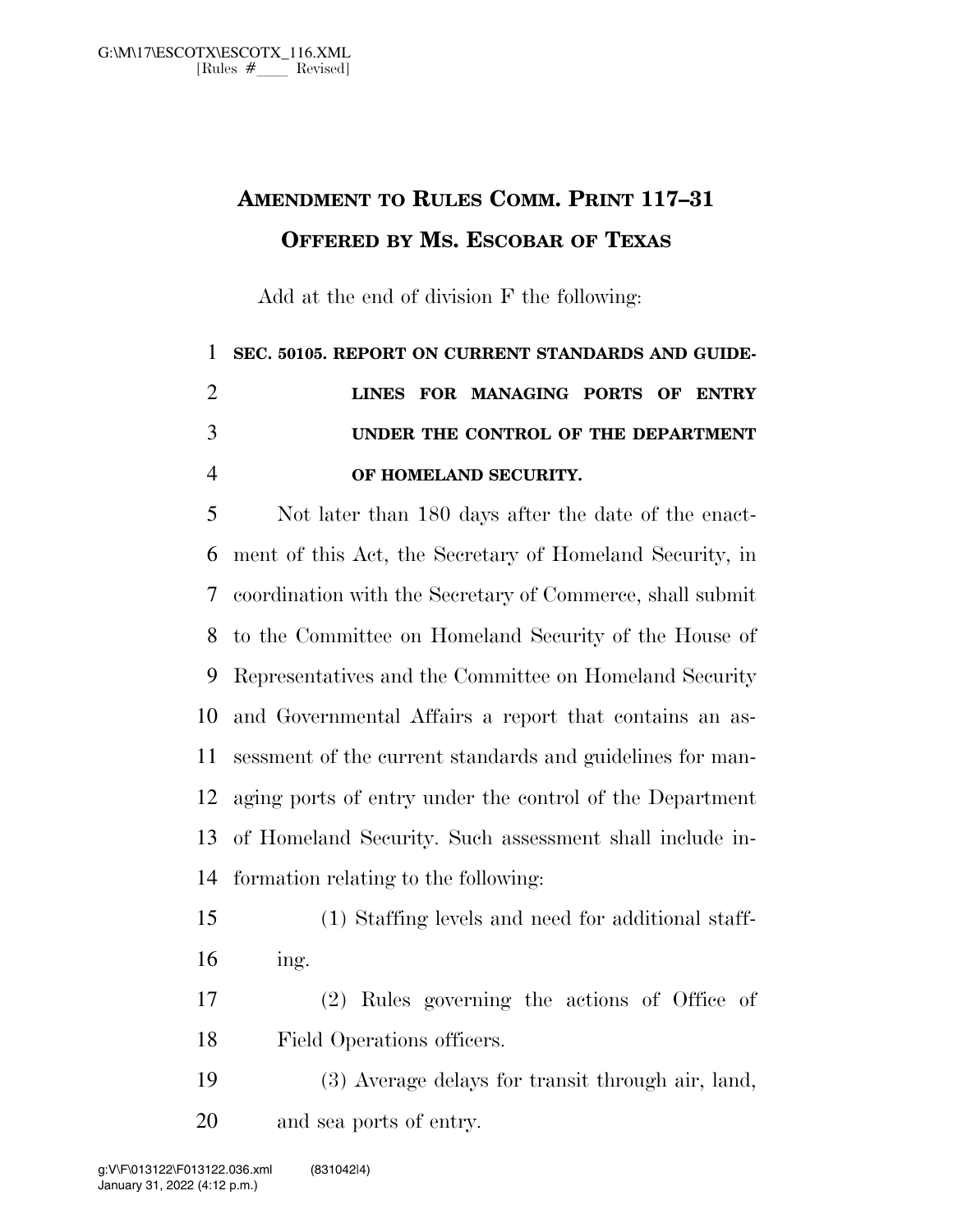# AMENDMENT TO RULES COMM. PRINT 117–31 OFFERED BY MS. ESCOBAR OF TEXAS

Add at the end of division F the following:

**SEC. 50105. REPORT ON CURRENT STANDARDS AND GUIDELINES FOR MANAGING PORTS OF ENTRY UNDER THE CONTROL OF THE DEPARTMENT OF HOMELAND SECURITY.**

Not later than 180 days after the date of the enactment of this Act, the Secretary of Homeland Security, in coordination with the Secretary of Commerce, shall submit to the Committee on Homeland Security of the House of Representatives and the Committee on Homeland Security and Governmental Affairs a report that contains an assessment of the current standards and guidelines for managing ports of entry under the control of the Department of Homeland Security. Such assessment shall include information relating to the following:

(1) Staffing levels and need for additional staffing.

(2) Rules governing the actions of Office of Field Operations officers.

(3) Average delays for transit through air, land, and sea ports of entry.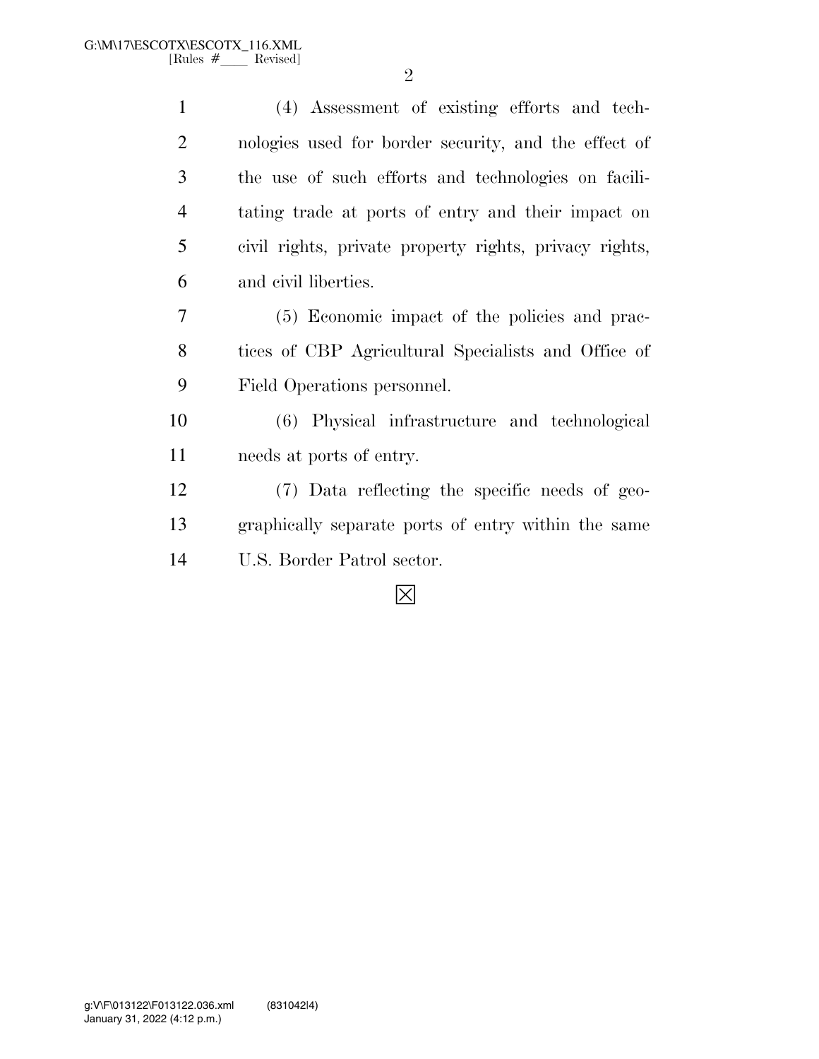(4) Assessment of existing efforts and technologies used for border security, and the effect of the use of such efforts and technologies on facilitating trade at ports of entry and their impact on civil rights, private property rights, privacy rights, and civil liberties.

(5) Economic impact of the policies and practices of CBP Agricultural Specialists and Office of Field Operations personnel.

(6) Physical infrastructure and technological needs at ports of entry.

(7) Data reflecting the specific needs of geographically separate ports of entry within the same U.S. Border Patrol sector.